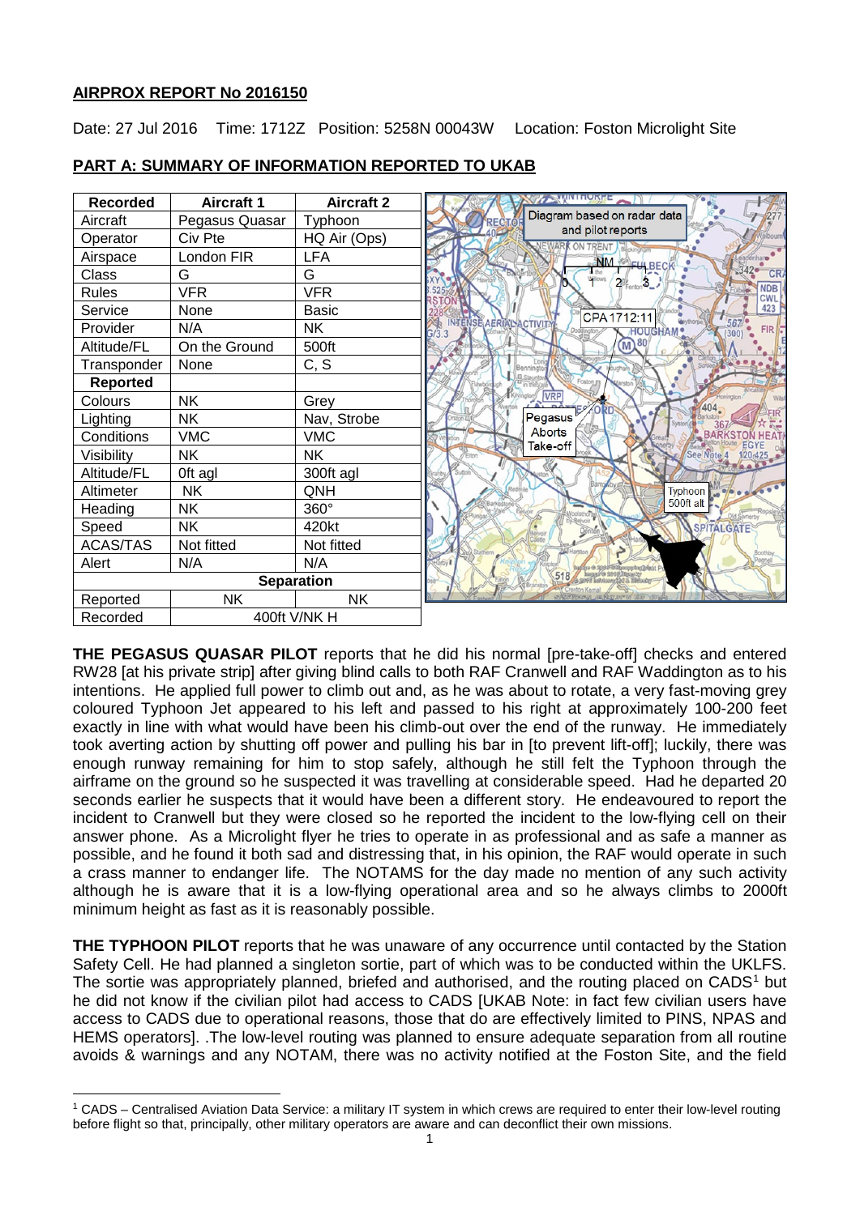**AIRPROX REPORT No 2016150**

Date: 27 Jul 2016 Time: 1712Z Position: 5258N 00043W Location: Foston Microlight Site

**PART A: SUMMARY OF INFORMATION REPORTED TO UKAB**

| Recorded | Aircraft 1 | Aircraft 2 |
|---|---|---|
| Aircraft | Pegasus Quasar | Typhoon |
| Operator | Civ Pte | HQ Air (Ops) |
| Airspace | London FIR | LFA |
| Class | G | G |
| Rules | VFR | VFR |
| Service | None | Basic |
| Provider | N/A | NK |
| Altitude/FL | On the Ground | 500ft |
| Transponder | None | C, S |
| **Reported** | | |
| Colours | NK | Grey |
| Lighting | NK | Nav, Strobe |
| Conditions | VMC | VMC |
| Visibility | NK | NK |
| Altitude/FL | 0ft agl | 300ft agl |
| Altimeter | NK | QNH |
| Heading | NK | 360° |
| Speed | NK | 420kt |
| ACAS/TAS | Not fitted | Not fitted |
| Alert | N/A | N/A |
| **Separation** | | |
| Reported | NK | NK |
| Recorded | 400ft V/NK H | |

Diagram based on radar data and pilot reports

**THE PEGASUS QUASAR PILOT** reports that he did his normal [pre-take-off] checks and entered RW28 [at his private strip] after giving blind calls to both RAF Cranwell and RAF Waddington as to his intentions. He applied full power to climb out and, as he was about to rotate, a very fast-moving grey coloured Typhoon Jet appeared to his left and passed to his right at approximately 100-200 feet exactly in line with what would have been his climb-out over the end of the runway. He immediately took averting action by shutting off power and pulling his bar in [to prevent lift-off]; luckily, there was enough runway remaining for him to stop safely, although he still felt the Typhoon through the airframe on the ground so he suspected it was travelling at considerable speed. Had he departed 20 seconds earlier he suspects that it would have been a different story. He endeavoured to report the incident to Cranwell but they were closed so he reported the incident to the low-flying cell on their answer phone. As a Microlight flyer he tries to operate in as professional and as safe a manner as possible, and he found it both sad and distressing that, in his opinion, the RAF would operate in such a crass manner to endanger life. The NOTAMS for the day made no mention of any such activity although he is aware that it is a low-flying operational area and so he always climbs to 2000ft minimum height as fast as it is reasonably possible.

**THE TYPHOON PILOT** reports that he was unaware of any occurrence until contacted by the Station Safety Cell. He had planned a singleton sortie, part of which was to be conducted within the UKLFS. The sortie was appropriately planned, briefed and authorised, and the routing placed on CADS[1] but he did not know if the civilian pilot had access to CADS [UKAB Note: in fact few civilian users have access to CADS due to operational reasons, those that do are effectively limited to PINS, NPAS and HEMS operators]. .The low-level routing was planned to ensure adequate separation from all routine avoids & warnings and any NOTAM, there was no activity notified at the Foston Site, and the field

[1] CADS – Centralised Aviation Data Service: a military IT system in which crews are required to enter their low-level routing before flight so that, principally, other military operators are aware and can deconflict their own missions.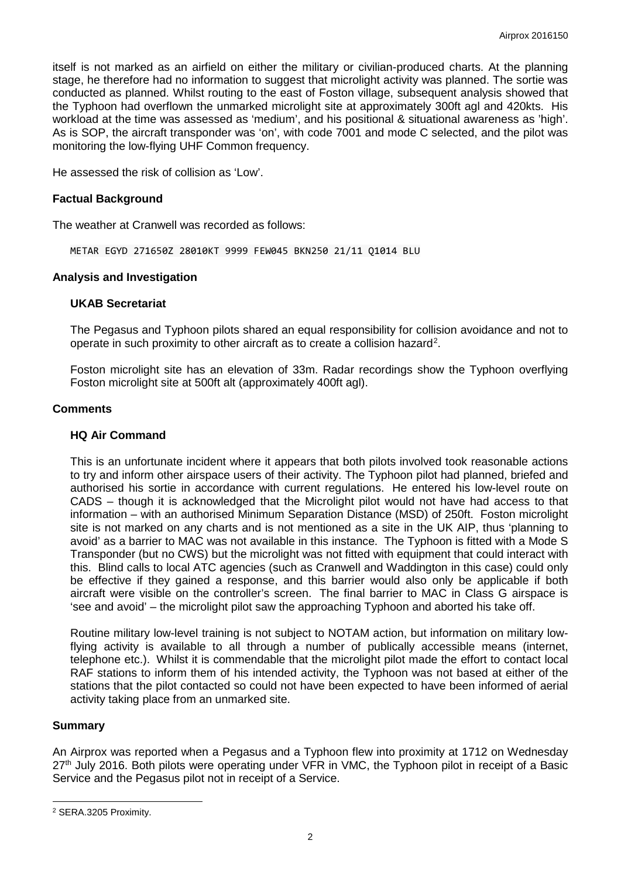itself is not marked as an airfield on either the military or civilian-produced charts. At the planning stage, he therefore had no information to suggest that microlight activity was planned. The sortie was conducted as planned. Whilst routing to the east of Foston village, subsequent analysis showed that the Typhoon had overflown the unmarked microlight site at approximately 300ft agl and 420kts. His workload at the time was assessed as 'medium', and his positional & situational awareness as 'high'. As is SOP, the aircraft transponder was 'on', with code 7001 and mode C selected, and the pilot was monitoring the low-flying UHF Common frequency.

He assessed the risk of collision as 'Low'.

### Factual Background

The weather at Cranwell was recorded as follows:

```
METAR EGYD 271650Z 28010KT 9999 FEW045 BKN250 21/11 Q1014 BLU
```

### Analysis and Investigation

#### UKAB Secretariat

The Pegasus and Typhoon pilots shared an equal responsibility for collision avoidance and not to operate in such proximity to other aircraft as to create a collision hazard[2].

Foston microlight site has an elevation of 33m. Radar recordings show the Typhoon overflying Foston microlight site at 500ft alt (approximately 400ft agl).

### Comments

#### HQ Air Command

This is an unfortunate incident where it appears that both pilots involved took reasonable actions to try and inform other airspace users of their activity. The Typhoon pilot had planned, briefed and authorised his sortie in accordance with current regulations. He entered his low-level route on CADS – though it is acknowledged that the Microlight pilot would not have had access to that information – with an authorised Minimum Separation Distance (MSD) of 250ft. Foston microlight site is not marked on any charts and is not mentioned as a site in the UK AIP, thus 'planning to avoid' as a barrier to MAC was not available in this instance. The Typhoon is fitted with a Mode S Transponder (but no CWS) but the microlight was not fitted with equipment that could interact with this. Blind calls to local ATC agencies (such as Cranwell and Waddington in this case) could only be effective if they gained a response, and this barrier would also only be applicable if both aircraft were visible on the controller's screen. The final barrier to MAC in Class G airspace is 'see and avoid' – the microlight pilot saw the approaching Typhoon and aborted his take off.

Routine military low-level training is not subject to NOTAM action, but information on military low-flying activity is available to all through a number of publically accessible means (internet, telephone etc.). Whilst it is commendable that the microlight pilot made the effort to contact local RAF stations to inform them of his intended activity, the Typhoon was not based at either of the stations that the pilot contacted so could not have been expected to have been informed of aerial activity taking place from an unmarked site.

### Summary

An Airprox was reported when a Pegasus and a Typhoon flew into proximity at 1712 on Wednesday 27th July 2016. Both pilots were operating under VFR in VMC, the Typhoon pilot in receipt of a Basic Service and the Pegasus pilot not in receipt of a Service.

[2] SERA.3205 Proximity.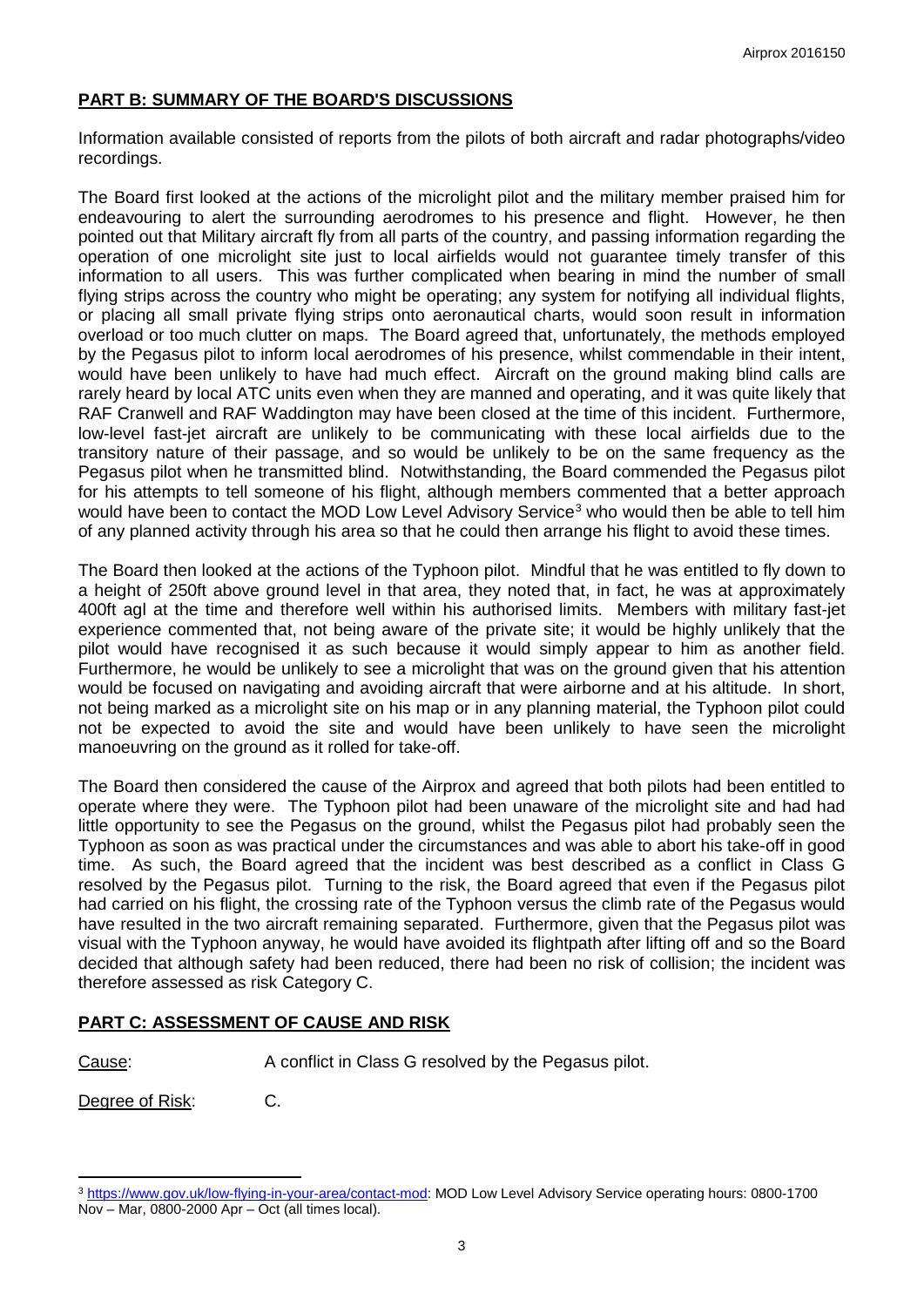## PART B: SUMMARY OF THE BOARD'S DISCUSSIONS

Information available consisted of reports from the pilots of both aircraft and radar photographs/video recordings.

The Board first looked at the actions of the microlight pilot and the military member praised him for endeavouring to alert the surrounding aerodromes to his presence and flight. However, he then pointed out that Military aircraft fly from all parts of the country, and passing information regarding the operation of one microlight site just to local airfields would not guarantee timely transfer of this information to all users. This was further complicated when bearing in mind the number of small flying strips across the country who might be operating; any system for notifying all individual flights, or placing all small private flying strips onto aeronautical charts, would soon result in information overload or too much clutter on maps. The Board agreed that, unfortunately, the methods employed by the Pegasus pilot to inform local aerodromes of his presence, whilst commendable in their intent, would have been unlikely to have had much effect. Aircraft on the ground making blind calls are rarely heard by local ATC units even when they are manned and operating, and it was quite likely that RAF Cranwell and RAF Waddington may have been closed at the time of this incident. Furthermore, low-level fast-jet aircraft are unlikely to be communicating with these local airfields due to the transitory nature of their passage, and so would be unlikely to be on the same frequency as the Pegasus pilot when he transmitted blind. Notwithstanding, the Board commended the Pegasus pilot for his attempts to tell someone of his flight, although members commented that a better approach would have been to contact the MOD Low Level Advisory Service[3] who would then be able to tell him of any planned activity through his area so that he could then arrange his flight to avoid these times.

The Board then looked at the actions of the Typhoon pilot. Mindful that he was entitled to fly down to a height of 250ft above ground level in that area, they noted that, in fact, he was at approximately 400ft agl at the time and therefore well within his authorised limits. Members with military fast-jet experience commented that, not being aware of the private site; it would be highly unlikely that the pilot would have recognised it as such because it would simply appear to him as another field. Furthermore, he would be unlikely to see a microlight that was on the ground given that his attention would be focused on navigating and avoiding aircraft that were airborne and at his altitude. In short, not being marked as a microlight site on his map or in any planning material, the Typhoon pilot could not be expected to avoid the site and would have been unlikely to have seen the microlight manoeuvring on the ground as it rolled for take-off.

The Board then considered the cause of the Airprox and agreed that both pilots had been entitled to operate where they were. The Typhoon pilot had been unaware of the microlight site and had had little opportunity to see the Pegasus on the ground, whilst the Pegasus pilot had probably seen the Typhoon as soon as was practical under the circumstances and was able to abort his take-off in good time. As such, the Board agreed that the incident was best described as a conflict in Class G resolved by the Pegasus pilot. Turning to the risk, the Board agreed that even if the Pegasus pilot had carried on his flight, the crossing rate of the Typhoon versus the climb rate of the Pegasus would have resulted in the two aircraft remaining separated. Furthermore, given that the Pegasus pilot was visual with the Typhoon anyway, he would have avoided its flightpath after lifting off and so the Board decided that although safety had been reduced, there had been no risk of collision; the incident was therefore assessed as risk Category C.

## PART C: ASSESSMENT OF CAUSE AND RISK

Cause: A conflict in Class G resolved by the Pegasus pilot.

Degree of Risk: C.

[3] https://www.gov.uk/low-flying-in-your-area/contact-mod: MOD Low Level Advisory Service operating hours: 0800-1700 Nov – Mar, 0800-2000 Apr – Oct (all times local).